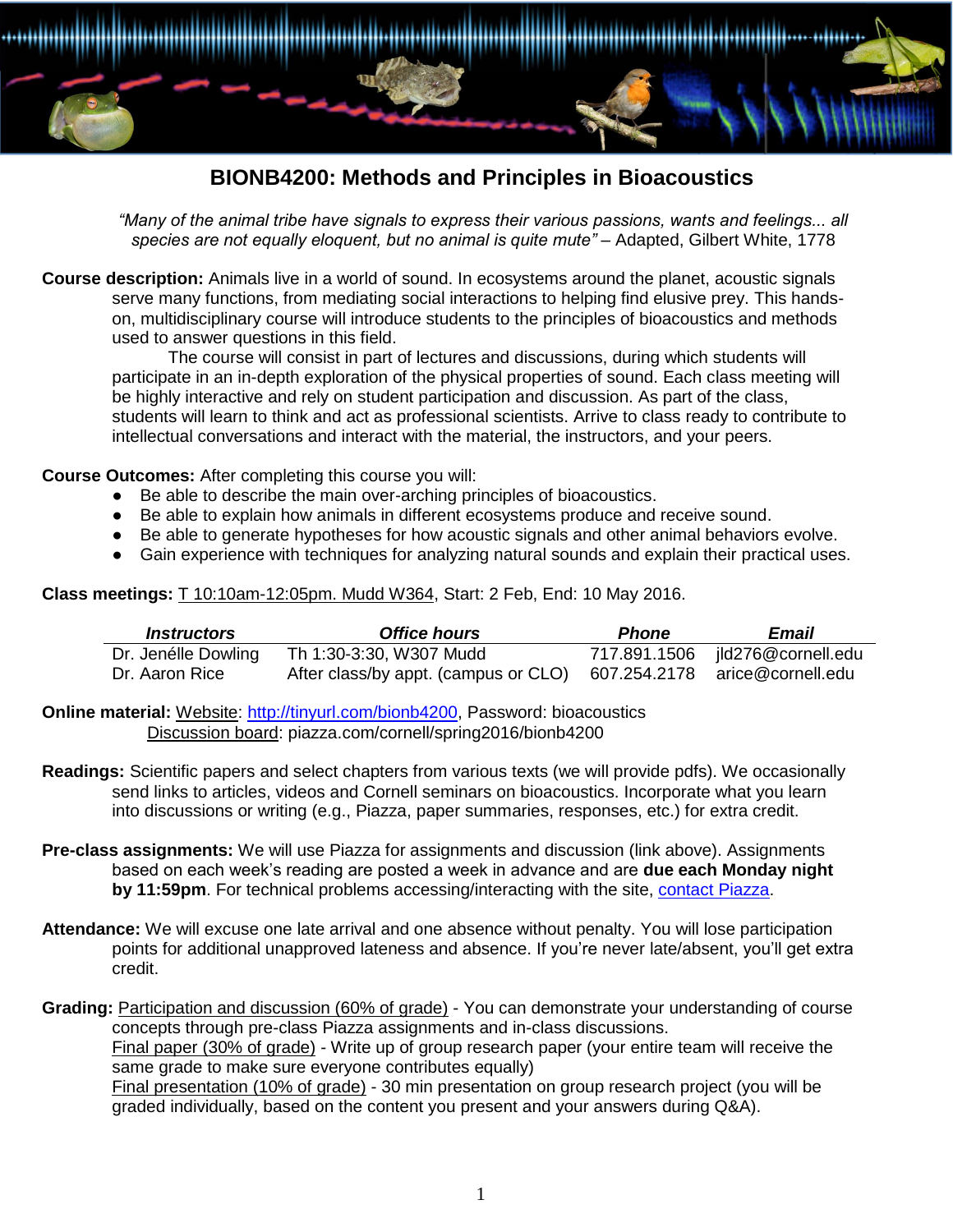# BIONB4200: Methods and Principles in Bioacoustics

*"Many of the animal tribe have signals to express their various passions, wants and feelings... all species are not equally eloquent, but no animal is quite mute"* – Adapted, Gilbert White, 1778

**Course description:** Animals live in a world of sound. In ecosystems around the planet, acoustic signals serve many functions, from mediating social interactions to helping find elusive prey. This hands-on, multidisciplinary course will introduce students to the principles of bioacoustics and methods used to answer questions in this field.

The course will consist in part of lectures and discussions, during which students will participate in an in-depth exploration of the physical properties of sound. Each class meeting will be highly interactive and rely on student participation and discussion. As part of the class, students will learn to think and act as professional scientists. Arrive to class ready to contribute to intellectual conversations and interact with the material, the instructors, and your peers.

**Course Outcomes:** After completing this course you will:

- Be able to describe the main over-arching principles of bioacoustics.
- Be able to explain how animals in different ecosystems produce and receive sound.
- Be able to generate hypotheses for how acoustic signals and other animal behaviors evolve.
- Gain experience with techniques for analyzing natural sounds and explain their practical uses.

**Class meetings:** T 10:10am-12:05pm. Mudd W364, Start: 2 Feb, End: 10 May 2016.

| *Instructors* | *Office hours* | *Phone* | *Email* |
|---|---|---|---|
| Dr. Jenélle Dowling | Th 1:30-3:30, W307 Mudd | 717.891.1506 | jld276@cornell.edu |
| Dr. Aaron Rice | After class/by appt. (campus or CLO) | 607.254.2178 | arice@cornell.edu |

**Online material:** Website: http://tinyurl.com/bionb4200, Password: bioacoustics
Discussion board: piazza.com/cornell/spring2016/bionb4200

**Readings:** Scientific papers and select chapters from various texts (we will provide pdfs). We occasionally send links to articles, videos and Cornell seminars on bioacoustics. Incorporate what you learn into discussions or writing (e.g., Piazza, paper summaries, responses, etc.) for extra credit.

**Pre-class assignments:** We will use Piazza for assignments and discussion (link above). Assignments based on each week's reading are posted a week in advance and are **due each Monday night by 11:59pm**. For technical problems accessing/interacting with the site, contact Piazza.

**Attendance:** We will excuse one late arrival and one absence without penalty. You will lose participation points for additional unapproved lateness and absence. If you're never late/absent, you'll get extra credit.

**Grading:** Participation and discussion (60% of grade) - You can demonstrate your understanding of course concepts through pre-class Piazza assignments and in-class discussions.
Final paper (30% of grade) - Write up of group research paper (your entire team will receive the same grade to make sure everyone contributes equally)
Final presentation (10% of grade) - 30 min presentation on group research project (you will be graded individually, based on the content you present and your answers during Q&A).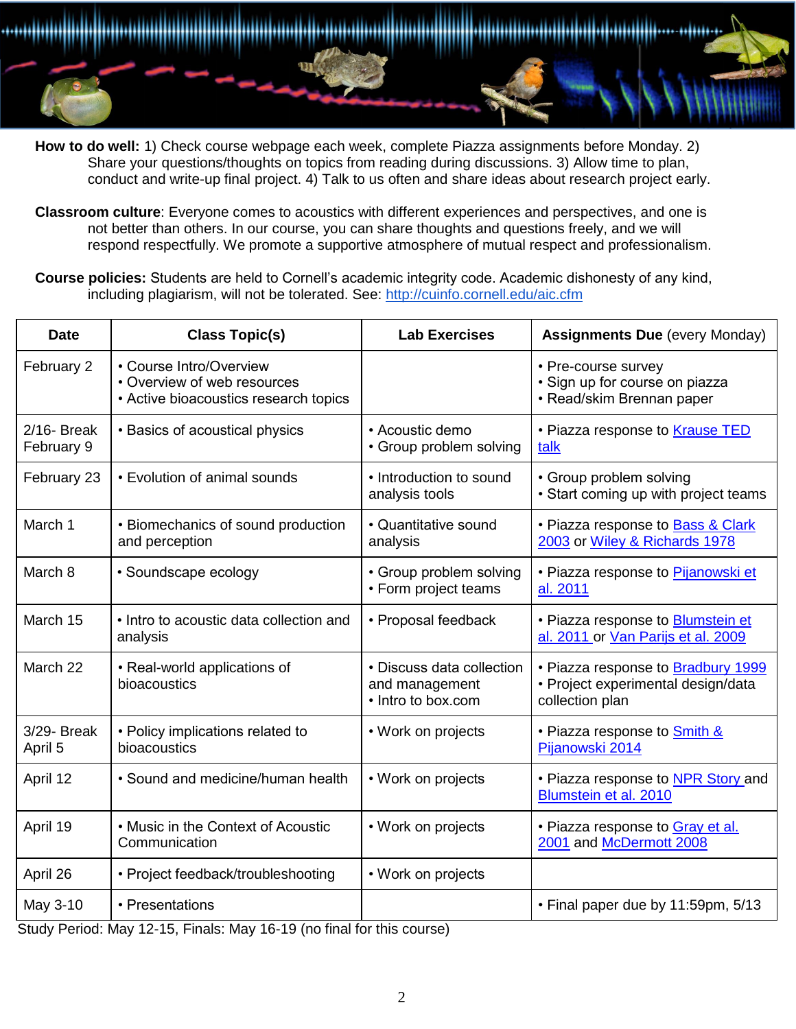**How to do well:** 1) Check course webpage each week, complete Piazza assignments before Monday. 2) Share your questions/thoughts on topics from reading during discussions. 3) Allow time to plan, conduct and write-up final project. 4) Talk to us often and share ideas about research project early.

**Classroom culture**: Everyone comes to acoustics with different experiences and perspectives, and one is not better than others. In our course, you can share thoughts and questions freely, and we will respond respectfully. We promote a supportive atmosphere of mutual respect and professionalism.

**Course policies:** Students are held to Cornell's academic integrity code. Academic dishonesty of any kind, including plagiarism, will not be tolerated. See: http://cuinfo.cornell.edu/aic.cfm

| Date | Class Topic(s) | Lab Exercises | Assignments Due (every Monday) |
|---|---|---|---|
| February 2 | • Course Intro/Overview<br>• Overview of web resources<br>• Active bioacoustics research topics | | • Pre-course survey<br>• Sign up for course on piazza<br>• Read/skim Brennan paper |
| 2/16- Break<br>February 9 | • Basics of acoustical physics | • Acoustic demo<br>• Group problem solving | • Piazza response to Krause TED talk |
| February 23 | • Evolution of animal sounds | • Introduction to sound analysis tools | • Group problem solving<br>• Start coming up with project teams |
| March 1 | • Biomechanics of sound production and perception | • Quantitative sound analysis | • Piazza response to Bass & Clark 2003 or Wiley & Richards 1978 |
| March 8 | • Soundscape ecology | • Group problem solving<br>• Form project teams | • Piazza response to Pijanowski et al. 2011 |
| March 15 | • Intro to acoustic data collection and analysis | • Proposal feedback | • Piazza response to Blumstein et al. 2011 or Van Parijs et al. 2009 |
| March 22 | • Real-world applications of bioacoustics | • Discuss data collection and management<br>• Intro to box.com | • Piazza response to Bradbury 1999<br>• Project experimental design/data collection plan |
| 3/29- Break<br>April 5 | • Policy implications related to bioacoustics | • Work on projects | • Piazza response to Smith & Pijanowski 2014 |
| April 12 | • Sound and medicine/human health | • Work on projects | • Piazza response to NPR Story and Blumstein et al. 2010 |
| April 19 | • Music in the Context of Acoustic Communication | • Work on projects | • Piazza response to Gray et al. 2001 and McDermott 2008 |
| April 26 | • Project feedback/troubleshooting | • Work on projects | |
| May 3-10 | • Presentations | | • Final paper due by 11:59pm, 5/13 |

Study Period: May 12-15, Finals: May 16-19 (no final for this course)